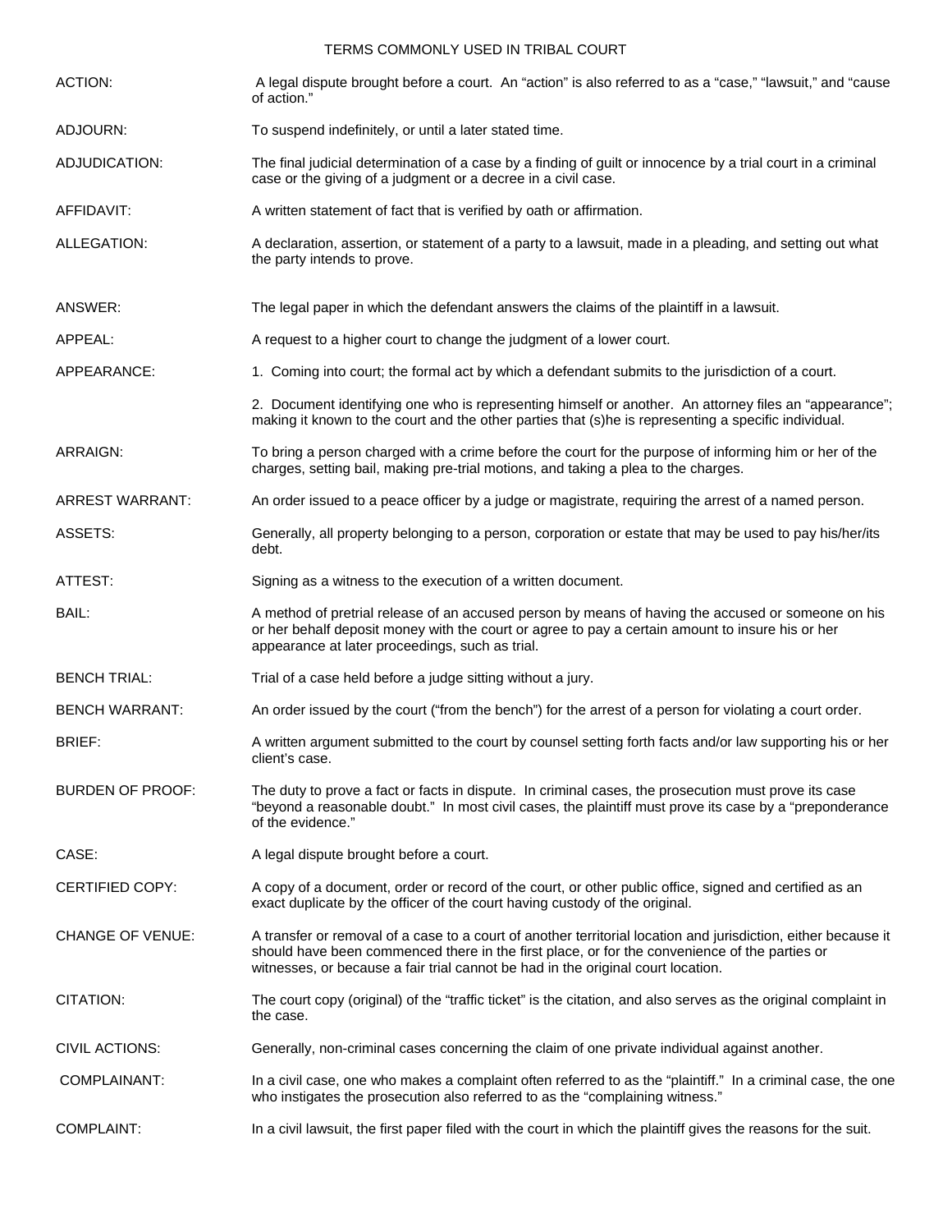# TERMS COMMONLY USED IN TRIBAL COURT

**ACTION:** A legal dispute brought before a court. An "action" is also referred to as a "case," "lawsuit," and "cause of action."

**ADJOURN:** To suspend indefinitely, or until a later stated time.

**ADJUDICATION:** The final judicial determination of a case by a finding of guilt or innocence by a trial court in a criminal case or the giving of a judgment or a decree in a civil case.

**AFFIDAVIT:** A written statement of fact that is verified by oath or affirmation.

**ALLEGATION:** A declaration, assertion, or statement of a party to a lawsuit, made in a pleading, and setting out what the party intends to prove.

**ANSWER:** The legal paper in which the defendant answers the claims of the plaintiff in a lawsuit.

**APPEAL:** A request to a higher court to change the judgment of a lower court.

**APPEARANCE:**

1. Coming into court; the formal act by which a defendant submits to the jurisdiction of a court.

2. Document identifying one who is representing himself or another. An attorney files an "appearance"; making it known to the court and the other parties that (s)he is representing a specific individual.

**ARRAIGN:** To bring a person charged with a crime before the court for the purpose of informing him or her of the charges, setting bail, making pre-trial motions, and taking a plea to the charges.

**ARREST WARRANT:** An order issued to a peace officer by a judge or magistrate, requiring the arrest of a named person.

**ASSETS:** Generally, all property belonging to a person, corporation or estate that may be used to pay his/her/its debt.

**ATTEST:** Signing as a witness to the execution of a written document.

**BAIL:** A method of pretrial release of an accused person by means of having the accused or someone on his or her behalf deposit money with the court or agree to pay a certain amount to insure his or her appearance at later proceedings, such as trial.

**BENCH TRIAL:** Trial of a case held before a judge sitting without a jury.

**BENCH WARRANT:** An order issued by the court ("from the bench") for the arrest of a person for violating a court order.

**BRIEF:** A written argument submitted to the court by counsel setting forth facts and/or law supporting his or her client's case.

**BURDEN OF PROOF:** The duty to prove a fact or facts in dispute. In criminal cases, the prosecution must prove its case "beyond a reasonable doubt." In most civil cases, the plaintiff must prove its case by a "preponderance of the evidence."

**CASE:** A legal dispute brought before a court.

**CERTIFIED COPY:** A copy of a document, order or record of the court, or other public office, signed and certified as an exact duplicate by the officer of the court having custody of the original.

**CHANGE OF VENUE:** A transfer or removal of a case to a court of another territorial location and jurisdiction, either because it should have been commenced there in the first place, or for the convenience of the parties or witnesses, or because a fair trial cannot be had in the original court location.

**CITATION:** The court copy (original) of the "traffic ticket" is the citation, and also serves as the original complaint in the case.

**CIVIL ACTIONS:** Generally, non-criminal cases concerning the claim of one private individual against another.

**COMPLAINANT:** In a civil case, one who makes a complaint often referred to as the "plaintiff." In a criminal case, the one who instigates the prosecution also referred to as the "complaining witness."

**COMPLAINT:** In a civil lawsuit, the first paper filed with the court in which the plaintiff gives the reasons for the suit.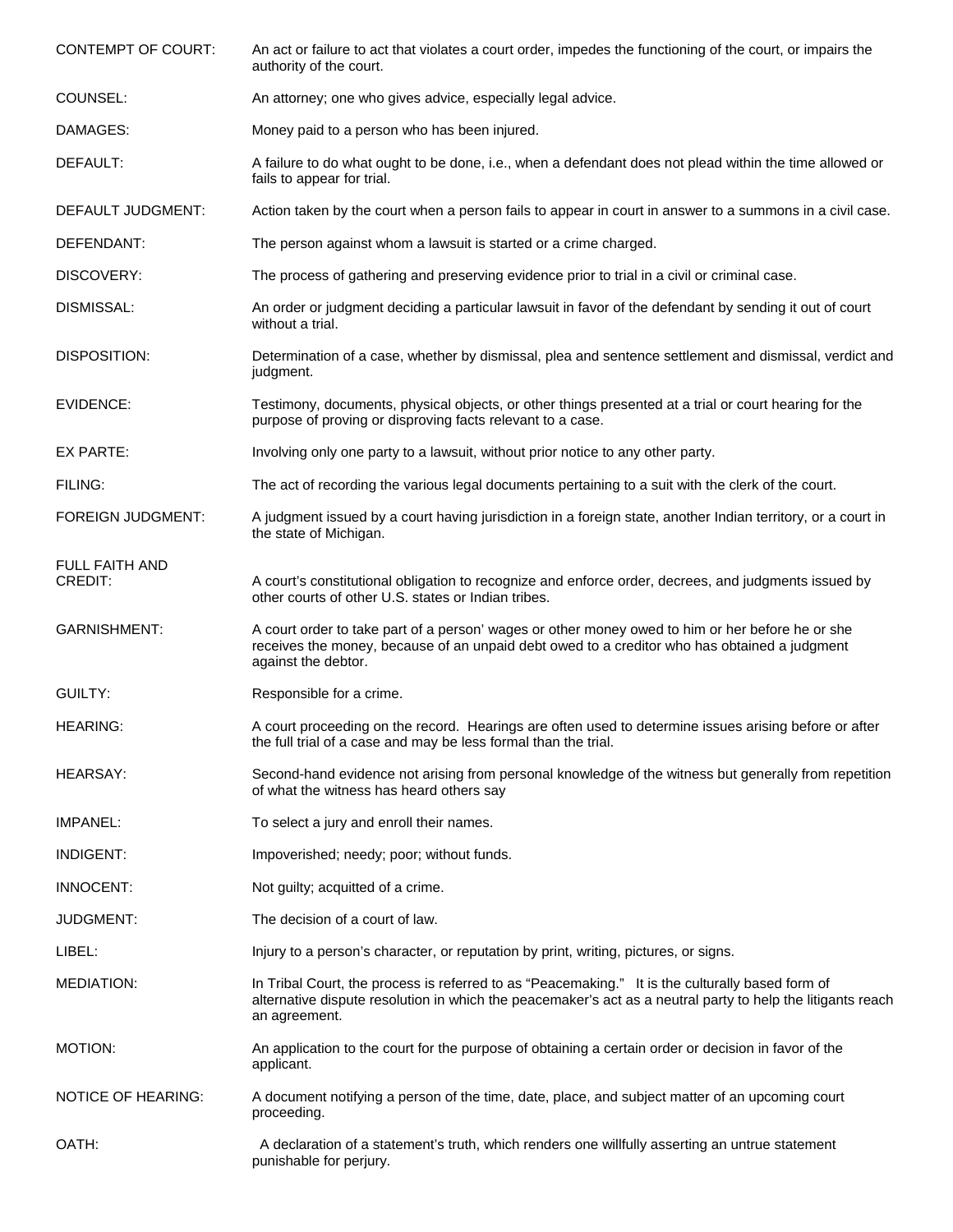**CONTEMPT OF COURT:** An act or failure to act that violates a court order, impedes the functioning of the court, or impairs the authority of the court.

**COUNSEL:** An attorney; one who gives advice, especially legal advice.

**DAMAGES:** Money paid to a person who has been injured.

**DEFAULT:** A failure to do what ought to be done, i.e., when a defendant does not plead within the time allowed or fails to appear for trial.

**DEFAULT JUDGMENT:** Action taken by the court when a person fails to appear in court in answer to a summons in a civil case.

**DEFENDANT:** The person against whom a lawsuit is started or a crime charged.

**DISCOVERY:** The process of gathering and preserving evidence prior to trial in a civil or criminal case.

**DISMISSAL:** An order or judgment deciding a particular lawsuit in favor of the defendant by sending it out of court without a trial.

**DISPOSITION:** Determination of a case, whether by dismissal, plea and sentence settlement and dismissal, verdict and judgment.

**EVIDENCE:** Testimony, documents, physical objects, or other things presented at a trial or court hearing for the purpose of proving or disproving facts relevant to a case.

**EX PARTE:** Involving only one party to a lawsuit, without prior notice to any other party.

**FILING:** The act of recording the various legal documents pertaining to a suit with the clerk of the court.

**FOREIGN JUDGMENT:** A judgment issued by a court having jurisdiction in a foreign state, another Indian territory, or a court in the state of Michigan.

**FULL FAITH AND CREDIT:** A court's constitutional obligation to recognize and enforce order, decrees, and judgments issued by other courts of other U.S. states or Indian tribes.

**GARNISHMENT:** A court order to take part of a person' wages or other money owed to him or her before he or she receives the money, because of an unpaid debt owed to a creditor who has obtained a judgment against the debtor.

**GUILTY:** Responsible for a crime.

**HEARING:** A court proceeding on the record. Hearings are often used to determine issues arising before or after the full trial of a case and may be less formal than the trial.

**HEARSAY:** Second-hand evidence not arising from personal knowledge of the witness but generally from repetition of what the witness has heard others say

**IMPANEL:** To select a jury and enroll their names.

**INDIGENT:** Impoverished; needy; poor; without funds.

**INNOCENT:** Not guilty; acquitted of a crime.

**JUDGMENT:** The decision of a court of law.

**LIBEL:** Injury to a person's character, or reputation by print, writing, pictures, or signs.

**MEDIATION:** In Tribal Court, the process is referred to as "Peacemaking." It is the culturally based form of alternative dispute resolution in which the peacemaker's act as a neutral party to help the litigants reach an agreement.

**MOTION:** An application to the court for the purpose of obtaining a certain order or decision in favor of the applicant.

**NOTICE OF HEARING:** A document notifying a person of the time, date, place, and subject matter of an upcoming court proceeding.

**OATH:** A declaration of a statement's truth, which renders one willfully asserting an untrue statement punishable for perjury.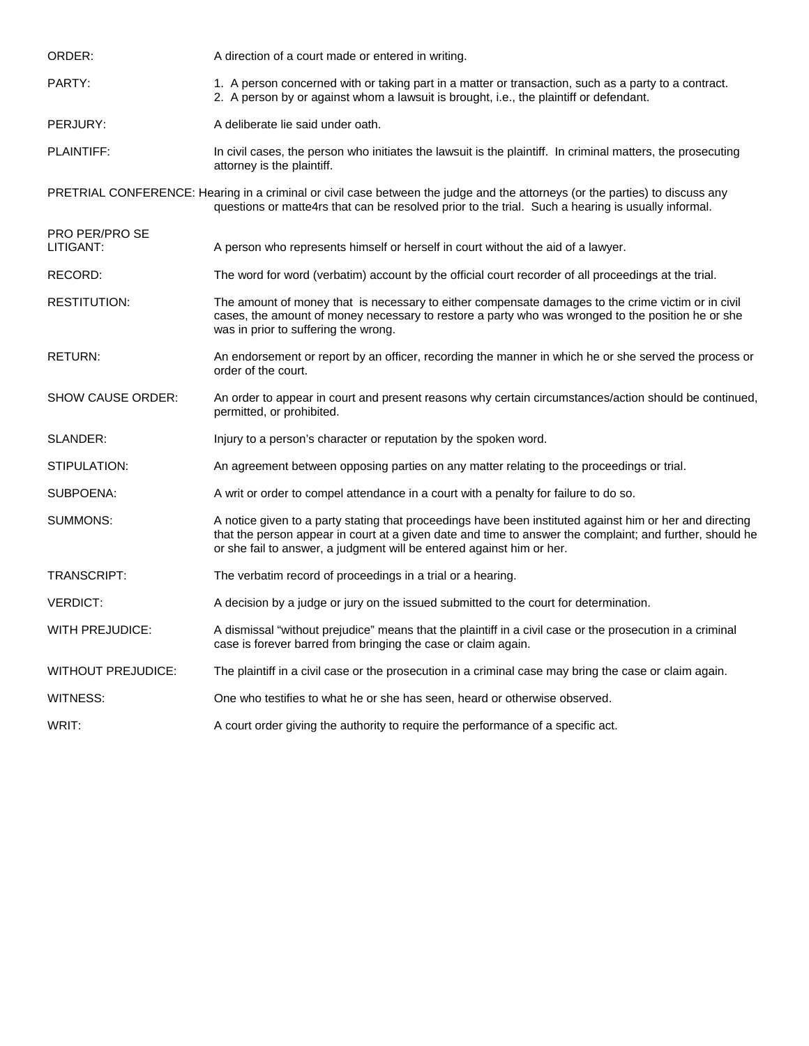**ORDER:** A direction of a court made or entered in writing.

**PARTY:**
1. A person concerned with or taking part in a matter or transaction, such as a party to a contract.
2. A person by or against whom a lawsuit is brought, i.e., the plaintiff or defendant.

**PERJURY:** A deliberate lie said under oath.

**PLAINTIFF:** In civil cases, the person who initiates the lawsuit is the plaintiff. In criminal matters, the prosecuting attorney is the plaintiff.

**PRETRIAL CONFERENCE:** Hearing in a criminal or civil case between the judge and the attorneys (or the parties) to discuss any questions or matte4rs that can be resolved prior to the trial. Such a hearing is usually informal.

**PRO PER/PRO SE LITIGANT:** A person who represents himself or herself in court without the aid of a lawyer.

**RECORD:** The word for word (verbatim) account by the official court recorder of all proceedings at the trial.

**RESTITUTION:** The amount of money that is necessary to either compensate damages to the crime victim or in civil cases, the amount of money necessary to restore a party who was wronged to the position he or she was in prior to suffering the wrong.

**RETURN:** An endorsement or report by an officer, recording the manner in which he or she served the process or order of the court.

**SHOW CAUSE ORDER:** An order to appear in court and present reasons why certain circumstances/action should be continued, permitted, or prohibited.

**SLANDER:** Injury to a person's character or reputation by the spoken word.

**STIPULATION:** An agreement between opposing parties on any matter relating to the proceedings or trial.

**SUBPOENA:** A writ or order to compel attendance in a court with a penalty for failure to do so.

**SUMMONS:** A notice given to a party stating that proceedings have been instituted against him or her and directing that the person appear in court at a given date and time to answer the complaint; and further, should he or she fail to answer, a judgment will be entered against him or her.

**TRANSCRIPT:** The verbatim record of proceedings in a trial or a hearing.

**VERDICT:** A decision by a judge or jury on the issued submitted to the court for determination.

**WITH PREJUDICE:** A dismissal "without prejudice" means that the plaintiff in a civil case or the prosecution in a criminal case is forever barred from bringing the case or claim again.

**WITHOUT PREJUDICE:** The plaintiff in a civil case or the prosecution in a criminal case may bring the case or claim again.

**WITNESS:** One who testifies to what he or she has seen, heard or otherwise observed.

**WRIT:** A court order giving the authority to require the performance of a specific act.